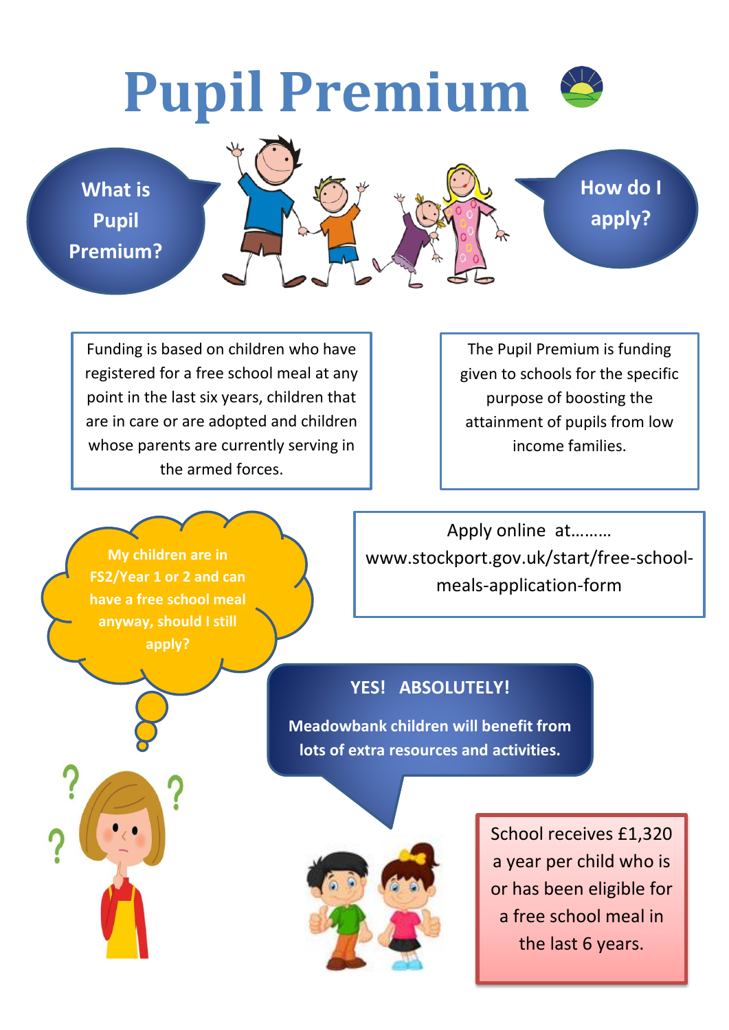# Pupil Premium

**What is Pupil Premium?**

**How do I apply?**

Funding is based on children who have registered for a free school meal at any point in the last six years, children that are in care or are adopted and children whose parents are currently serving in the armed forces.

The Pupil Premium is funding given to schools for the specific purpose of boosting the attainment of pupils from low income families.

**My children are in FS2/Year 1 or 2 and can have a free school meal anyway, should I still apply?**

Apply online at………
www.stockport.gov.uk/start/free-school-meals-application-form

**YES! ABSOLUTELY!**

**Meadowbank children will benefit from lots of extra resources and activities.**

School receives £1,320 a year per child who is or has been eligible for a free school meal in the last 6 years.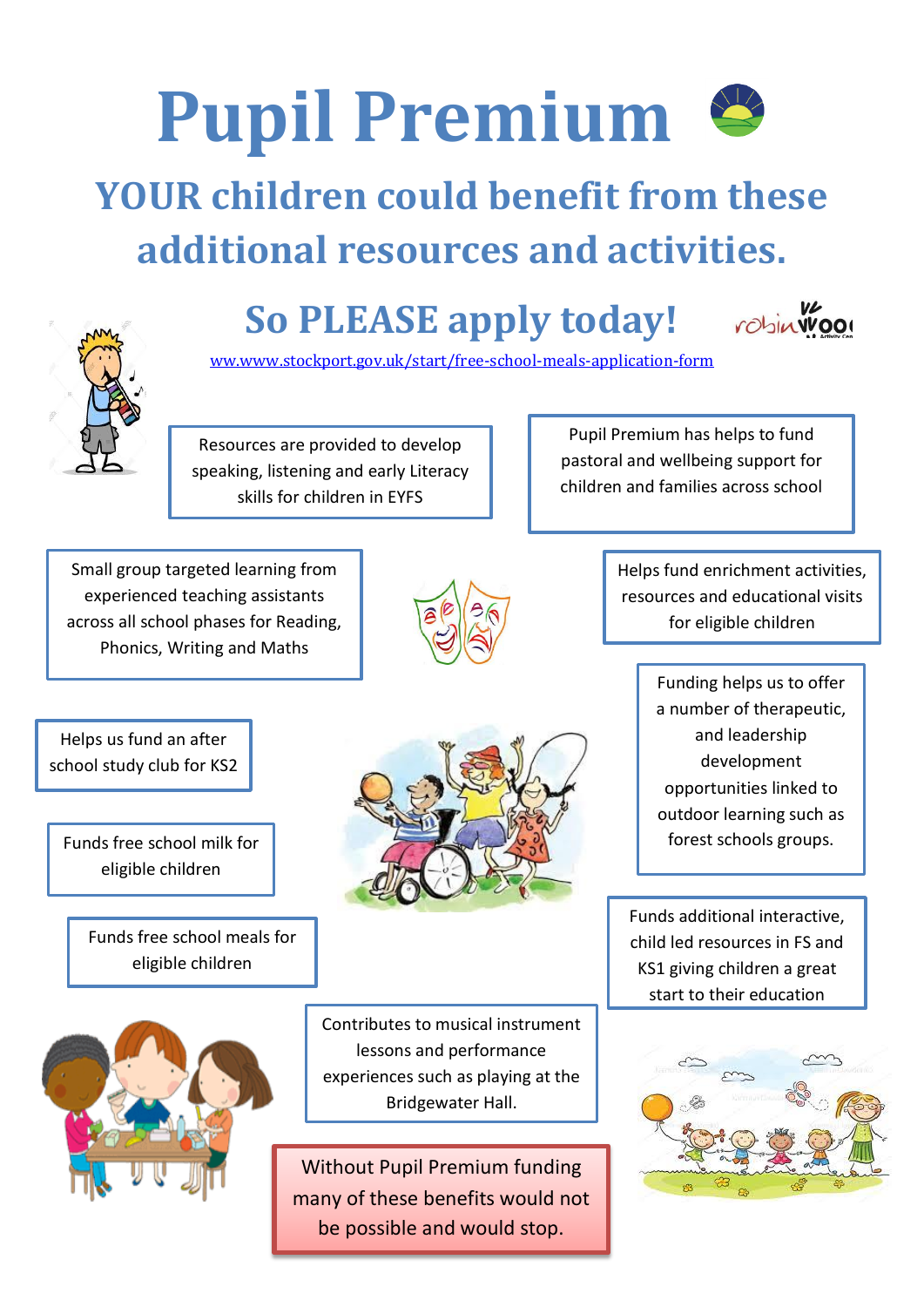# Pupil Premium

## YOUR children could benefit from these additional resources and activities.

## So PLEASE apply today!

ww.www.stockport.gov.uk/start/free-school-meals-application-form

Resources are provided to develop speaking, listening and early Literacy skills for children in EYFS

Pupil Premium has helps to fund pastoral and wellbeing support for children and families across school

Small group targeted learning from experienced teaching assistants across all school phases for Reading, Phonics, Writing and Maths

Helps fund enrichment activities, resources and educational visits for eligible children

Funding helps us to offer a number of therapeutic, and leadership development opportunities linked to outdoor learning such as forest schools groups.

Helps us fund an after school study club for KS2

Funds free school milk for eligible children

Funds free school meals for eligible children

Funds additional interactive, child led resources in FS and KS1 giving children a great start to their education

Contributes to musical instrument lessons and performance experiences such as playing at the Bridgewater Hall.

Without Pupil Premium funding many of these benefits would not be possible and would stop.